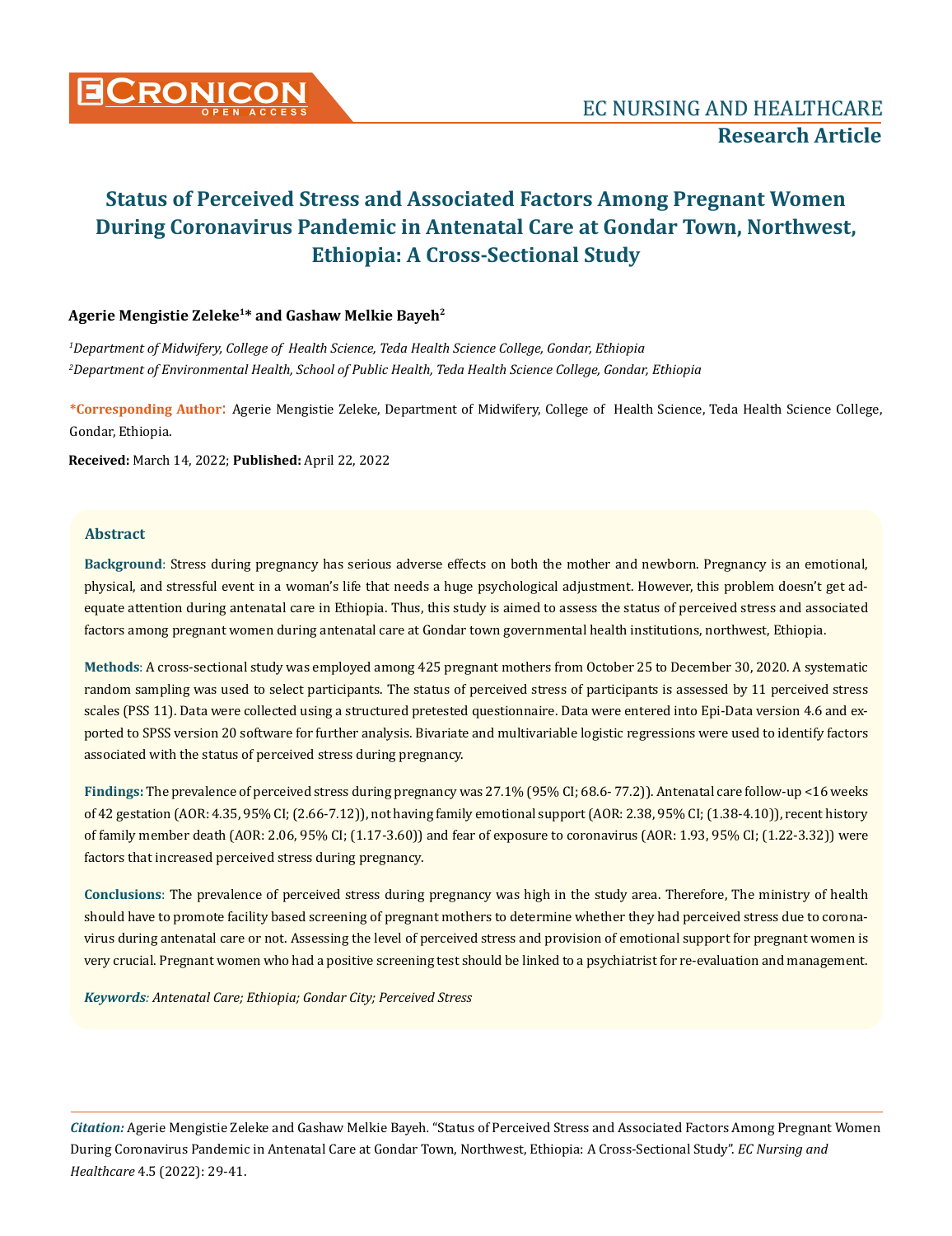# Status of Perceived Stress and Associated Factors Among Pregnant Women During Coronavirus Pandemic in Antenatal Care at Gondar Town, Northwest, Ethiopia: A Cross-Sectional Study

**Agerie Mengistie Zeleke[1]* and Gashaw Melkie Bayeh[2]**

*[1]Department of Midwifery, College of Health Science, Teda Health Science College, Gondar, Ethiopia*

*[2]Department of Environmental Health, School of Public Health, Teda Health Science College, Gondar, Ethiopia*

**\*Corresponding Author:** Agerie Mengistie Zeleke, Department of Midwifery, College of Health Science, Teda Health Science College, Gondar, Ethiopia.

**Received:** March 14, 2022; **Published:** April 22, 2022

## Abstract

**Background**: Stress during pregnancy has serious adverse effects on both the mother and newborn. Pregnancy is an emotional, physical, and stressful event in a woman's life that needs a huge psychological adjustment. However, this problem doesn't get adequate attention during antenatal care in Ethiopia. Thus, this study is aimed to assess the status of perceived stress and associated factors among pregnant women during antenatal care at Gondar town governmental health institutions, northwest, Ethiopia.

**Methods**: A cross-sectional study was employed among 425 pregnant mothers from October 25 to December 30, 2020. A systematic random sampling was used to select participants. The status of perceived stress of participants is assessed by 11 perceived stress scales (PSS 11). Data were collected using a structured pretested questionnaire. Data were entered into Epi-Data version 4.6 and exported to SPSS version 20 software for further analysis. Bivariate and multivariable logistic regressions were used to identify factors associated with the status of perceived stress during pregnancy.

**Findings:** The prevalence of perceived stress during pregnancy was 27.1% (95% CI; 68.6- 77.2)). Antenatal care follow-up <16 weeks of 42 gestation (AOR: 4.35, 95% CI; (2.66-7.12)), not having family emotional support (AOR: 2.38, 95% CI; (1.38-4.10)), recent history of family member death (AOR: 2.06, 95% CI; (1.17-3.60)) and fear of exposure to coronavirus (AOR: 1.93, 95% CI; (1.22-3.32)) were factors that increased perceived stress during pregnancy.

**Conclusions**: The prevalence of perceived stress during pregnancy was high in the study area. Therefore, The ministry of health should have to promote facility based screening of pregnant mothers to determine whether they had perceived stress due to coronavirus during antenatal care or not. Assessing the level of perceived stress and provision of emotional support for pregnant women is very crucial. Pregnant women who had a positive screening test should be linked to a psychiatrist for re-evaluation and management.

***Keywords**: Antenatal Care; Ethiopia; Gondar City; Perceived Stress*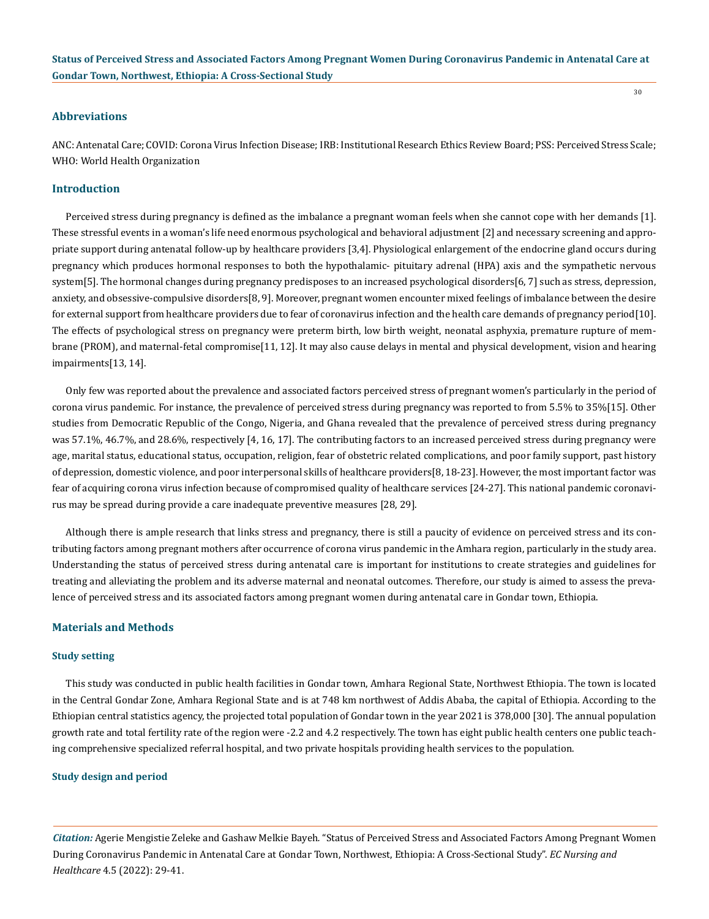## Abbreviations

ANC: Antenatal Care; COVID: Corona Virus Infection Disease; IRB: Institutional Research Ethics Review Board; PSS: Perceived Stress Scale; WHO: World Health Organization

## Introduction

Perceived stress during pregnancy is defined as the imbalance a pregnant woman feels when she cannot cope with her demands [1]. These stressful events in a woman's life need enormous psychological and behavioral adjustment [2] and necessary screening and appropriate support during antenatal follow-up by healthcare providers [3,4]. Physiological enlargement of the endocrine gland occurs during pregnancy which produces hormonal responses to both the hypothalamic- pituitary adrenal (HPA) axis and the sympathetic nervous system[5]. The hormonal changes during pregnancy predisposes to an increased psychological disorders[6, 7] such as stress, depression, anxiety, and obsessive-compulsive disorders[8, 9]. Moreover, pregnant women encounter mixed feelings of imbalance between the desire for external support from healthcare providers due to fear of coronavirus infection and the health care demands of pregnancy period[10]. The effects of psychological stress on pregnancy were preterm birth, low birth weight, neonatal asphyxia, premature rupture of membrane (PROM), and maternal-fetal compromise[11, 12]. It may also cause delays in mental and physical development, vision and hearing impairments[13, 14].

Only few was reported about the prevalence and associated factors perceived stress of pregnant women's particularly in the period of corona virus pandemic. For instance, the prevalence of perceived stress during pregnancy was reported to from 5.5% to 35%[15]. Other studies from Democratic Republic of the Congo, Nigeria, and Ghana revealed that the prevalence of perceived stress during pregnancy was 57.1%, 46.7%, and 28.6%, respectively [4, 16, 17]. The contributing factors to an increased perceived stress during pregnancy were age, marital status, educational status, occupation, religion, fear of obstetric related complications, and poor family support, past history of depression, domestic violence, and poor interpersonal skills of healthcare providers[8, 18-23]. However, the most important factor was fear of acquiring corona virus infection because of compromised quality of healthcare services [24-27]. This national pandemic coronavirus may be spread during provide a care inadequate preventive measures [28, 29].

Although there is ample research that links stress and pregnancy, there is still a paucity of evidence on perceived stress and its contributing factors among pregnant mothers after occurrence of corona virus pandemic in the Amhara region, particularly in the study area. Understanding the status of perceived stress during antenatal care is important for institutions to create strategies and guidelines for treating and alleviating the problem and its adverse maternal and neonatal outcomes. Therefore, our study is aimed to assess the prevalence of perceived stress and its associated factors among pregnant women during antenatal care in Gondar town, Ethiopia.

## Materials and Methods

### Study setting

This study was conducted in public health facilities in Gondar town, Amhara Regional State, Northwest Ethiopia. The town is located in the Central Gondar Zone, Amhara Regional State and is at 748 km northwest of Addis Ababa, the capital of Ethiopia. According to the Ethiopian central statistics agency, the projected total population of Gondar town in the year 2021 is 378,000 [30]. The annual population growth rate and total fertility rate of the region were -2.2 and 4.2 respectively. The town has eight public health centers one public teaching comprehensive specialized referral hospital, and two private hospitals providing health services to the population.

### Study design and period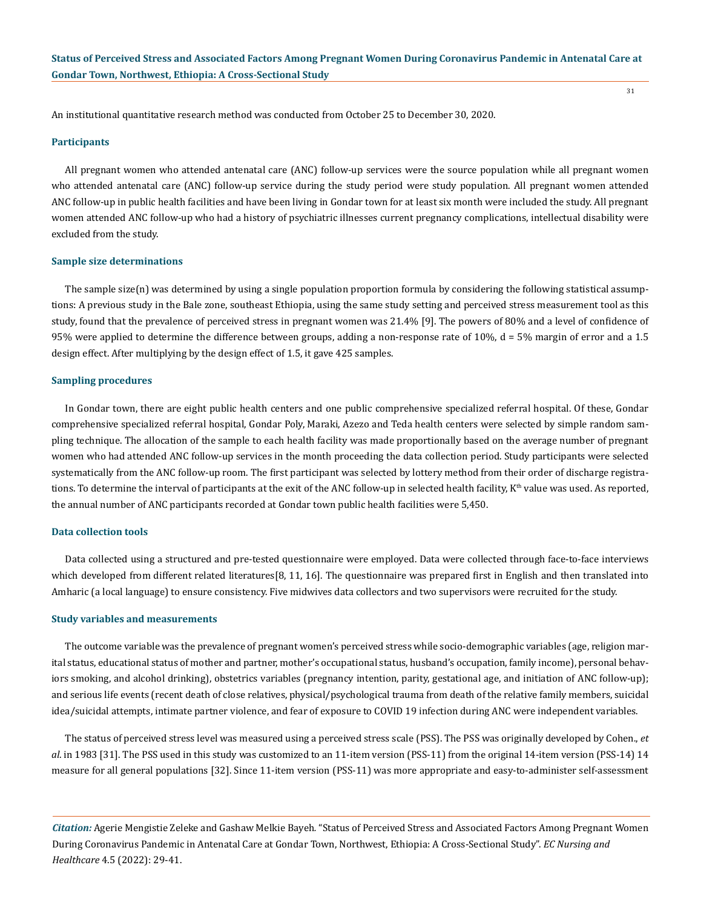An institutional quantitative research method was conducted from October 25 to December 30, 2020.

### Participants

All pregnant women who attended antenatal care (ANC) follow-up services were the source population while all pregnant women who attended antenatal care (ANC) follow-up service during the study period were study population. All pregnant women attended ANC follow-up in public health facilities and have been living in Gondar town for at least six month were included the study. All pregnant women attended ANC follow-up who had a history of psychiatric illnesses current pregnancy complications, intellectual disability were excluded from the study.

### Sample size determinations

The sample size(n) was determined by using a single population proportion formula by considering the following statistical assumptions: A previous study in the Bale zone, southeast Ethiopia, using the same study setting and perceived stress measurement tool as this study, found that the prevalence of perceived stress in pregnant women was 21.4% [9]. The powers of 80% and a level of confidence of 95% were applied to determine the difference between groups, adding a non-response rate of 10%, d = 5% margin of error and a 1.5 design effect. After multiplying by the design effect of 1.5, it gave 425 samples.

### Sampling procedures

In Gondar town, there are eight public health centers and one public comprehensive specialized referral hospital. Of these, Gondar comprehensive specialized referral hospital, Gondar Poly, Maraki, Azezo and Teda health centers were selected by simple random sampling technique. The allocation of the sample to each health facility was made proportionally based on the average number of pregnant women who had attended ANC follow-up services in the month proceeding the data collection period. Study participants were selected systematically from the ANC follow-up room. The first participant was selected by lottery method from their order of discharge registrations. To determine the interval of participants at the exit of the ANC follow-up in selected health facility, $K^{th}$ value was used. As reported, the annual number of ANC participants recorded at Gondar town public health facilities were 5,450.

### Data collection tools

Data collected using a structured and pre-tested questionnaire were employed. Data were collected through face-to-face interviews which developed from different related literatures[8, 11, 16]. The questionnaire was prepared first in English and then translated into Amharic (a local language) to ensure consistency. Five midwives data collectors and two supervisors were recruited for the study.

### Study variables and measurements

The outcome variable was the prevalence of pregnant women's perceived stress while socio-demographic variables (age, religion marital status, educational status of mother and partner, mother's occupational status, husband's occupation, family income), personal behaviors smoking, and alcohol drinking), obstetrics variables (pregnancy intention, parity, gestational age, and initiation of ANC follow-up); and serious life events (recent death of close relatives, physical/psychological trauma from death of the relative family members, suicidal idea/suicidal attempts, intimate partner violence, and fear of exposure to COVID 19 infection during ANC were independent variables.

The status of perceived stress level was measured using a perceived stress scale (PSS). The PSS was originally developed by Cohen., *et al*. in 1983 [31]. The PSS used in this study was customized to an 11-item version (PSS-11) from the original 14-item version (PSS-14) 14 measure for all general populations [32]. Since 11-item version (PSS-11) was more appropriate and easy-to-administer self-assessment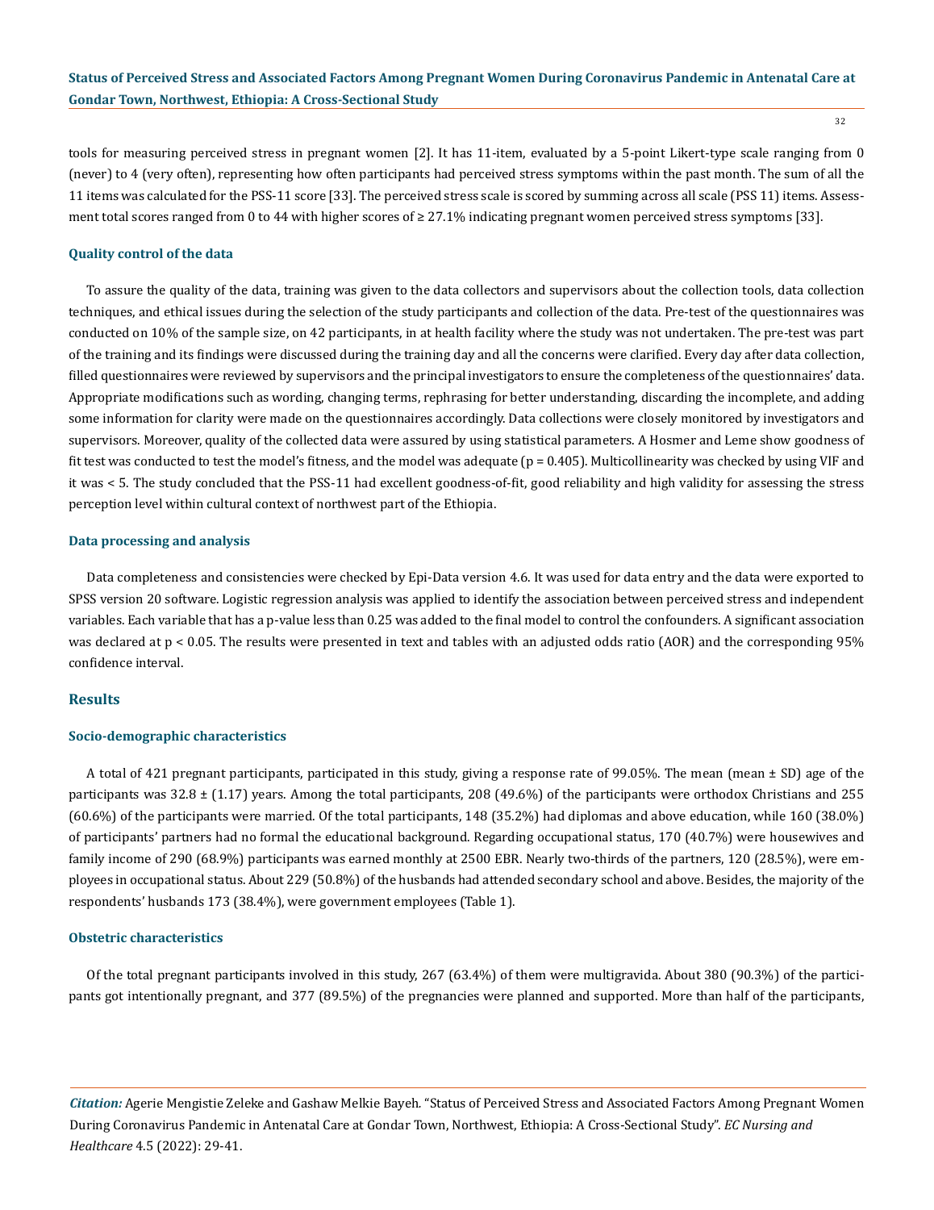tools for measuring perceived stress in pregnant women [2]. It has 11-item, evaluated by a 5-point Likert-type scale ranging from 0 (never) to 4 (very often), representing how often participants had perceived stress symptoms within the past month. The sum of all the 11 items was calculated for the PSS-11 score [33]. The perceived stress scale is scored by summing across all scale (PSS 11) items. Assessment total scores ranged from 0 to 44 with higher scores of ≥ 27.1% indicating pregnant women perceived stress symptoms [33].

### Quality control of the data

To assure the quality of the data, training was given to the data collectors and supervisors about the collection tools, data collection techniques, and ethical issues during the selection of the study participants and collection of the data. Pre-test of the questionnaires was conducted on 10% of the sample size, on 42 participants, in at health facility where the study was not undertaken. The pre-test was part of the training and its findings were discussed during the training day and all the concerns were clarified. Every day after data collection, filled questionnaires were reviewed by supervisors and the principal investigators to ensure the completeness of the questionnaires' data. Appropriate modifications such as wording, changing terms, rephrasing for better understanding, discarding the incomplete, and adding some information for clarity were made on the questionnaires accordingly. Data collections were closely monitored by investigators and supervisors. Moreover, quality of the collected data were assured by using statistical parameters. A Hosmer and Leme show goodness of fit test was conducted to test the model's fitness, and the model was adequate ($p = 0.405$). Multicollinearity was checked by using VIF and it was < 5. The study concluded that the PSS-11 had excellent goodness-of-fit, good reliability and high validity for assessing the stress perception level within cultural context of northwest part of the Ethiopia.

### Data processing and analysis

Data completeness and consistencies were checked by Epi-Data version 4.6. It was used for data entry and the data were exported to SPSS version 20 software. Logistic regression analysis was applied to identify the association between perceived stress and independent variables. Each variable that has a p-value less than 0.25 was added to the final model to control the confounders. A significant association was declared at $p < 0.05$. The results were presented in text and tables with an adjusted odds ratio (AOR) and the corresponding 95% confidence interval.

## Results

### Socio-demographic characteristics

A total of 421 pregnant participants, participated in this study, giving a response rate of 99.05%. The mean (mean ± SD) age of the participants was 32.8 ± (1.17) years. Among the total participants, 208 (49.6%) of the participants were orthodox Christians and 255 (60.6%) of the participants were married. Of the total participants, 148 (35.2%) had diplomas and above education, while 160 (38.0%) of participants' partners had no formal the educational background. Regarding occupational status, 170 (40.7%) were housewives and family income of 290 (68.9%) participants was earned monthly at 2500 EBR. Nearly two-thirds of the partners, 120 (28.5%), were employees in occupational status. About 229 (50.8%) of the husbands had attended secondary school and above. Besides, the majority of the respondents' husbands 173 (38.4%), were government employees (Table 1).

### Obstetric characteristics

Of the total pregnant participants involved in this study, 267 (63.4%) of them were multigravida. About 380 (90.3%) of the participants got intentionally pregnant, and 377 (89.5%) of the pregnancies were planned and supported. More than half of the participants,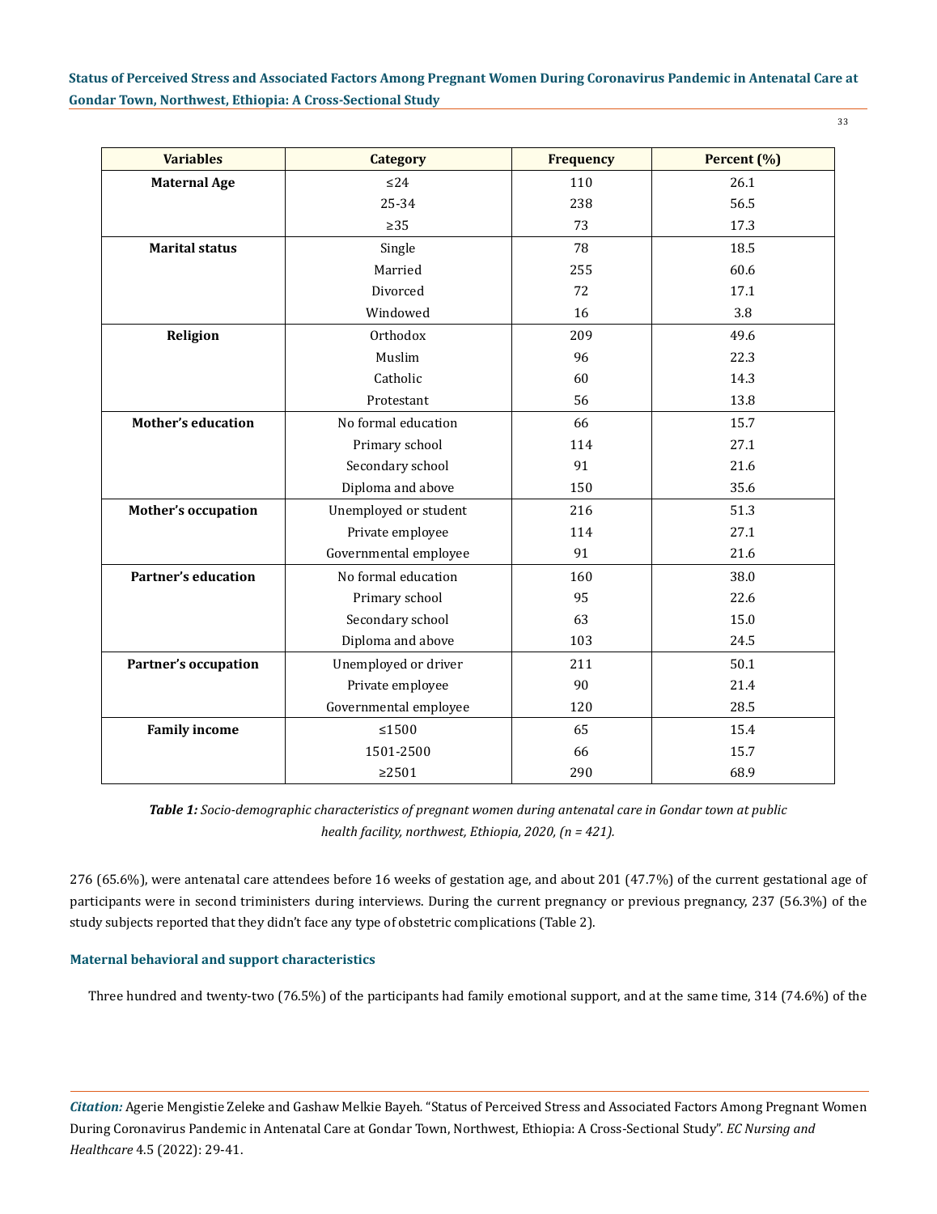| Variables | Category | Frequency | Percent (%) |
|---|---|---|---|
| **Maternal Age** | ≤24 | 110 | 26.1 |
| | 25-34 | 238 | 56.5 |
| | ≥35 | 73 | 17.3 |
| **Marital status** | Single | 78 | 18.5 |
| | Married | 255 | 60.6 |
| | Divorced | 72 | 17.1 |
| | Windowed | 16 | 3.8 |
| **Religion** | Orthodox | 209 | 49.6 |
| | Muslim | 96 | 22.3 |
| | Catholic | 60 | 14.3 |
| | Protestant | 56 | 13.8 |
| **Mother's education** | No formal education | 66 | 15.7 |
| | Primary school | 114 | 27.1 |
| | Secondary school | 91 | 21.6 |
| | Diploma and above | 150 | 35.6 |
| **Mother's occupation** | Unemployed or student | 216 | 51.3 |
| | Private employee | 114 | 27.1 |
| | Governmental employee | 91 | 21.6 |
| **Partner's education** | No formal education | 160 | 38.0 |
| | Primary school | 95 | 22.6 |
| | Secondary school | 63 | 15.0 |
| | Diploma and above | 103 | 24.5 |
| **Partner's occupation** | Unemployed or driver | 211 | 50.1 |
| | Private employee | 90 | 21.4 |
| | Governmental employee | 120 | 28.5 |
| **Family income** | ≤1500 | 65 | 15.4 |
| | 1501-2500 | 66 | 15.7 |
| | ≥2501 | 290 | 68.9 |

***Table 1:*** *Socio-demographic characteristics of pregnant women during antenatal care in Gondar town at public health facility, northwest, Ethiopia, 2020, (n = 421).*

276 (65.6%), were antenatal care attendees before 16 weeks of gestation age, and about 201 (47.7%) of the current gestational age of participants were in second triministers during interviews. During the current pregnancy or previous pregnancy, 237 (56.3%) of the study subjects reported that they didn't face any type of obstetric complications (Table 2).

### Maternal behavioral and support characteristics

Three hundred and twenty-two (76.5%) of the participants had family emotional support, and at the same time, 314 (74.6%) of the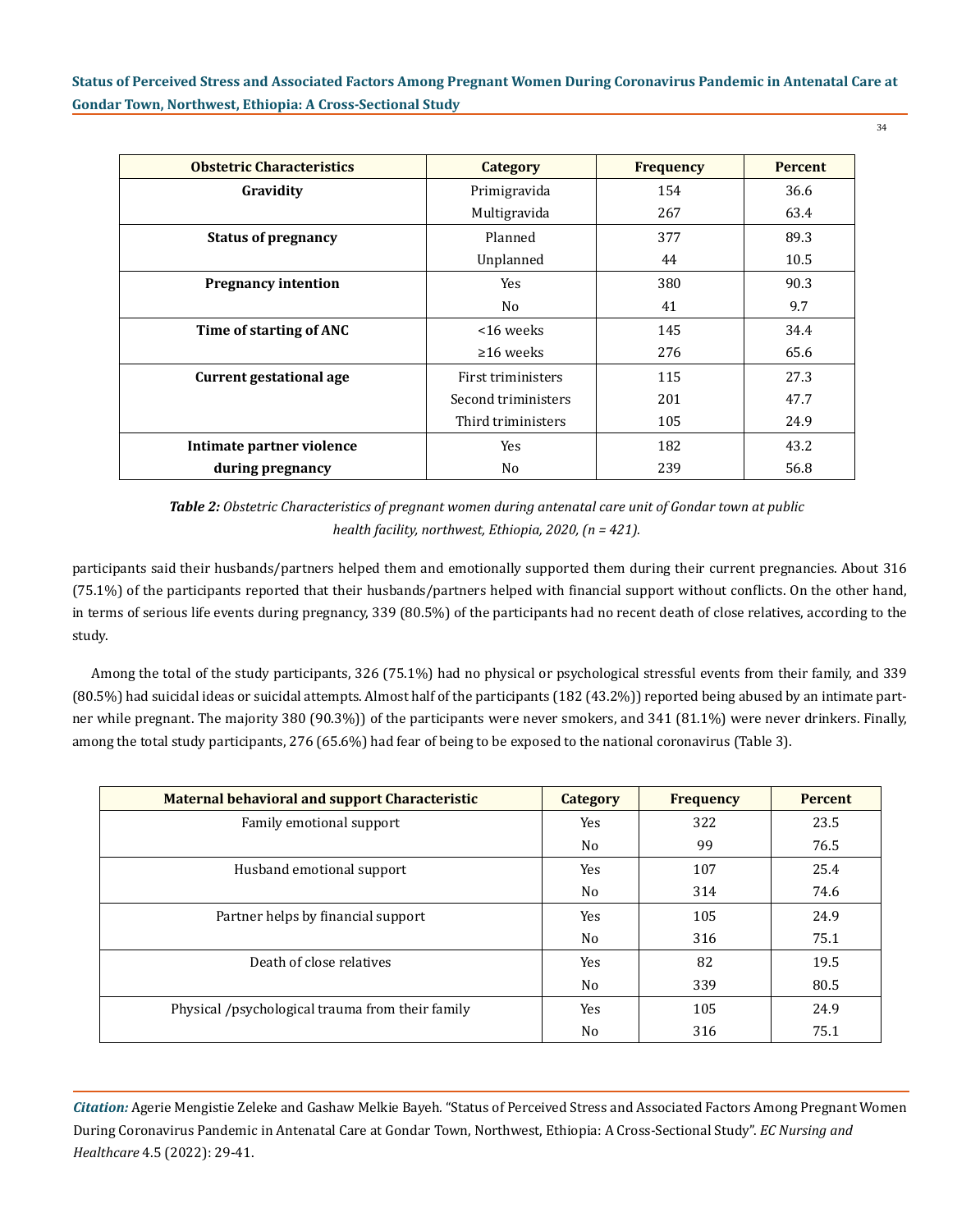| Obstetric Characteristics | Category | Frequency | Percent |
|---|---|---|---|
| **Gravidity** | Primigravida | 154 | 36.6 |
| | Multigravida | 267 | 63.4 |
| **Status of pregnancy** | Planned | 377 | 89.3 |
| | Unplanned | 44 | 10.5 |
| **Pregnancy intention** | Yes | 380 | 90.3 |
| | No | 41 | 9.7 |
| **Time of starting of ANC** | <16 weeks | 145 | 34.4 |
| | ≥16 weeks | 276 | 65.6 |
| **Current gestational age** | First triministers | 115 | 27.3 |
| | Second triministers | 201 | 47.7 |
| | Third triministers | 105 | 24.9 |
| **Intimate partner violence during pregnancy** | Yes | 182 | 43.2 |
| | No | 239 | 56.8 |

***Table 2:*** *Obstetric Characteristics of pregnant women during antenatal care unit of Gondar town at public health facility, northwest, Ethiopia, 2020, (n = 421).*

participants said their husbands/partners helped them and emotionally supported them during their current pregnancies. About 316 (75.1%) of the participants reported that their husbands/partners helped with financial support without conflicts. On the other hand, in terms of serious life events during pregnancy, 339 (80.5%) of the participants had no recent death of close relatives, according to the study.

Among the total of the study participants, 326 (75.1%) had no physical or psychological stressful events from their family, and 339 (80.5%) had suicidal ideas or suicidal attempts. Almost half of the participants (182 (43.2%)) reported being abused by an intimate partner while pregnant. The majority 380 (90.3%)) of the participants were never smokers, and 341 (81.1%) were never drinkers. Finally, among the total study participants, 276 (65.6%) had fear of being to be exposed to the national coronavirus (Table 3).

| Maternal behavioral and support Characteristic | Category | Frequency | Percent |
|---|---|---|---|
| Family emotional support | Yes | 322 | 23.5 |
| | No | 99 | 76.5 |
| Husband emotional support | Yes | 107 | 25.4 |
| | No | 314 | 74.6 |
| Partner helps by financial support | Yes | 105 | 24.9 |
| | No | 316 | 75.1 |
| Death of close relatives | Yes | 82 | 19.5 |
| | No | 339 | 80.5 |
| Physical /psychological trauma from their family | Yes | 105 | 24.9 |
| | No | 316 | 75.1 |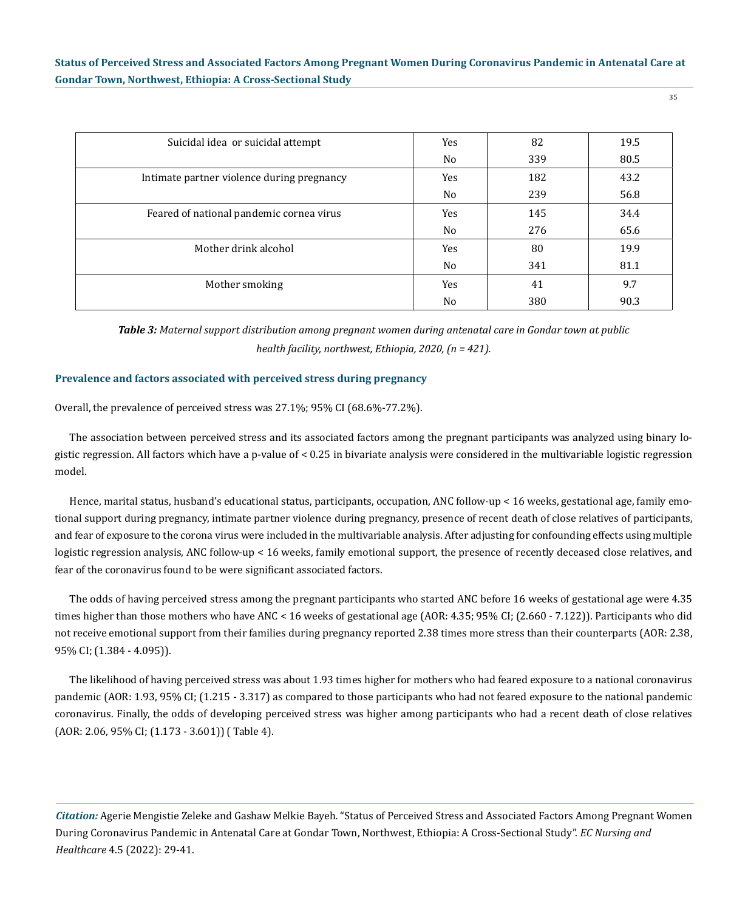| | | | |
|---|---|---|---|
| Suicidal idea or suicidal attempt | Yes | 82 | 19.5 |
| | No | 339 | 80.5 |
| Intimate partner violence during pregnancy | Yes | 182 | 43.2 |
| | No | 239 | 56.8 |
| Feared of national pandemic cornea virus | Yes | 145 | 34.4 |
| | No | 276 | 65.6 |
| Mother drink alcohol | Yes | 80 | 19.9 |
| | No | 341 | 81.1 |
| Mother smoking | Yes | 41 | 9.7 |
| | No | 380 | 90.3 |

***Table 3:*** *Maternal support distribution among pregnant women during antenatal care in Gondar town at public health facility, northwest, Ethiopia, 2020, (n = 421).*

### Prevalence and factors associated with perceived stress during pregnancy

Overall, the prevalence of perceived stress was 27.1%; 95% CI (68.6%-77.2%).

The association between perceived stress and its associated factors among the pregnant participants was analyzed using binary logistic regression. All factors which have a p-value of < 0.25 in bivariate analysis were considered in the multivariable logistic regression model.

Hence, marital status, husband's educational status, participants, occupation, ANC follow-up < 16 weeks, gestational age, family emotional support during pregnancy, intimate partner violence during pregnancy, presence of recent death of close relatives of participants, and fear of exposure to the corona virus were included in the multivariable analysis. After adjusting for confounding effects using multiple logistic regression analysis, ANC follow-up < 16 weeks, family emotional support, the presence of recently deceased close relatives, and fear of the coronavirus found to be were significant associated factors.

The odds of having perceived stress among the pregnant participants who started ANC before 16 weeks of gestational age were 4.35 times higher than those mothers who have ANC < 16 weeks of gestational age (AOR: 4.35; 95% CI; (2.660 - 7.122)). Participants who did not receive emotional support from their families during pregnancy reported 2.38 times more stress than their counterparts (AOR: 2.38, 95% CI; (1.384 - 4.095)).

The likelihood of having perceived stress was about 1.93 times higher for mothers who had feared exposure to a national coronavirus pandemic (AOR: 1.93, 95% CI; (1.215 - 3.317) as compared to those participants who had not feared exposure to the national pandemic coronavirus. Finally, the odds of developing perceived stress was higher among participants who had a recent death of close relatives (AOR: 2.06, 95% CI; (1.173 - 3.601)) ( Table 4).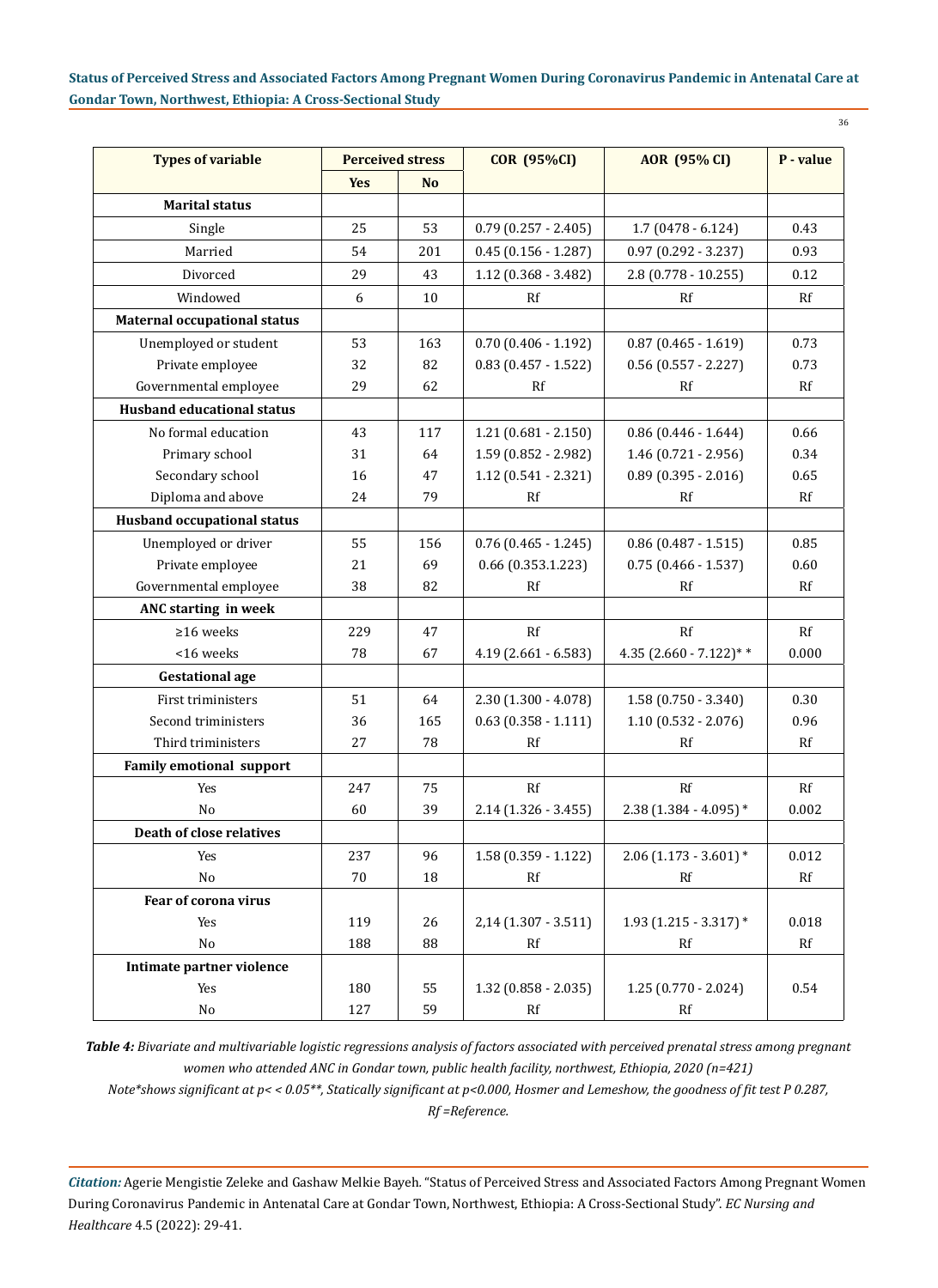| Types of variable | Perceived stress | | COR (95%CI) | AOR (95% CI) | P - value |
|---|---|---|---|---|---|
| | Yes | No | | | |
| **Marital status** | | | | | |
| Single | 25 | 53 | 0.79 (0.257 - 2.405) | 1.7 (0478 - 6.124) | 0.43 |
| Married | 54 | 201 | 0.45 (0.156 - 1.287) | 0.97 (0.292 - 3.237) | 0.93 |
| Divorced | 29 | 43 | 1.12 (0.368 - 3.482) | 2.8 (0.778 - 10.255) | 0.12 |
| Windowed | 6 | 10 | Rf | Rf | Rf |
| **Maternal occupational status** | | | | | |
| Unemployed or student | 53 | 163 | 0.70 (0.406 - 1.192) | 0.87 (0.465 - 1.619) | 0.73 |
| Private employee | 32 | 82 | 0.83 (0.457 - 1.522) | 0.56 (0.557 - 2.227) | 0.73 |
| Governmental employee | 29 | 62 | Rf | Rf | Rf |
| **Husband educational status** | | | | | |
| No formal education | 43 | 117 | 1.21 (0.681 - 2.150) | 0.86 (0.446 - 1.644) | 0.66 |
| Primary school | 31 | 64 | 1.59 (0.852 - 2.982) | 1.46 (0.721 - 2.956) | 0.34 |
| Secondary school | 16 | 47 | 1.12 (0.541 - 2.321) | 0.89 (0.395 - 2.016) | 0.65 |
| Diploma and above | 24 | 79 | Rf | Rf | Rf |
| **Husband occupational status** | | | | | |
| Unemployed or driver | 55 | 156 | 0.76 (0.465 - 1.245) | 0.86 (0.487 - 1.515) | 0.85 |
| Private employee | 21 | 69 | 0.66 (0.353.1.223) | 0.75 (0.466 - 1.537) | 0.60 |
| Governmental employee | 38 | 82 | Rf | Rf | Rf |
| **ANC starting in week** | | | | | |
| ≥16 weeks | 229 | 47 | Rf | Rf | Rf |
| <16 weeks | 78 | 67 | 4.19 (2.661 - 6.583) | 4.35 (2.660 - 7.122)* * | 0.000 |
| **Gestational age** | | | | | |
| First triministers | 51 | 64 | 2.30 (1.300 - 4.078) | 1.58 (0.750 - 3.340) | 0.30 |
| Second triministers | 36 | 165 | 0.63 (0.358 - 1.111) | 1.10 (0.532 - 2.076) | 0.96 |
| Third triministers | 27 | 78 | Rf | Rf | Rf |
| **Family emotional support** | | | | | |
| Yes | 247 | 75 | Rf | Rf | Rf |
| No | 60 | 39 | 2.14 (1.326 - 3.455) | 2.38 (1.384 - 4.095) * | 0.002 |
| **Death of close relatives** | | | | | |
| Yes | 237 | 96 | 1.58 (0.359 - 1.122) | 2.06 (1.173 - 3.601) * | 0.012 |
| No | 70 | 18 | Rf | Rf | Rf |
| **Fear of corona virus** | | | | | |
| Yes | 119 | 26 | 2,14 (1.307 - 3.511) | 1.93 (1.215 - 3.317) * | 0.018 |
| No | 188 | 88 | Rf | Rf | Rf |
| **Intimate partner violence** | | | | | |
| Yes | 180 | 55 | 1.32 (0.858 - 2.035) | 1.25 (0.770 - 2.024) | 0.54 |
| No | 127 | 59 | Rf | Rf | |

***Table 4:*** *Bivariate and multivariable logistic regressions analysis of factors associated with perceived prenatal stress among pregnant women who attended ANC in Gondar town, public health facility, northwest, Ethiopia, 2020 (n=421)*

*Note\*shows significant at p< < 0.05\*\*, Statically significant at p<0.000, Hosmer and Lemeshow, the goodness of fit test P 0.287, Rf =Reference.*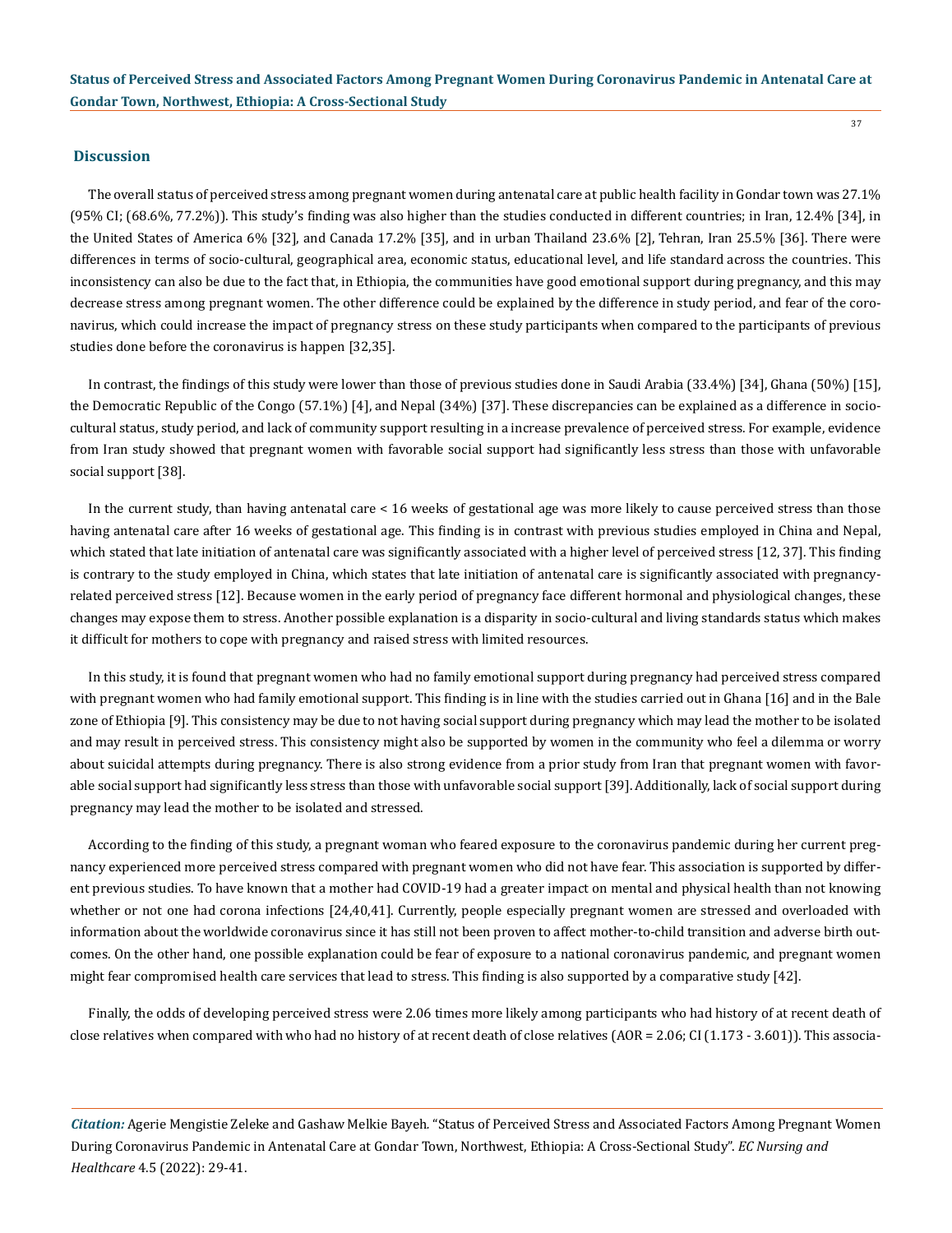## Discussion

The overall status of perceived stress among pregnant women during antenatal care at public health facility in Gondar town was 27.1% (95% CI; (68.6%, 77.2%)). This study's finding was also higher than the studies conducted in different countries; in Iran, 12.4% [34], in the United States of America 6% [32], and Canada 17.2% [35], and in urban Thailand 23.6% [2], Tehran, Iran 25.5% [36]. There were differences in terms of socio-cultural, geographical area, economic status, educational level, and life standard across the countries. This inconsistency can also be due to the fact that, in Ethiopia, the communities have good emotional support during pregnancy, and this may decrease stress among pregnant women. The other difference could be explained by the difference in study period, and fear of the coronavirus, which could increase the impact of pregnancy stress on these study participants when compared to the participants of previous studies done before the coronavirus is happen [32,35].

In contrast, the findings of this study were lower than those of previous studies done in Saudi Arabia (33.4%) [34], Ghana (50%) [15], the Democratic Republic of the Congo (57.1%) [4], and Nepal (34%) [37]. These discrepancies can be explained as a difference in socio-cultural status, study period, and lack of community support resulting in a increase prevalence of perceived stress. For example, evidence from Iran study showed that pregnant women with favorable social support had significantly less stress than those with unfavorable social support [38].

In the current study, than having antenatal care < 16 weeks of gestational age was more likely to cause perceived stress than those having antenatal care after 16 weeks of gestational age. This finding is in contrast with previous studies employed in China and Nepal, which stated that late initiation of antenatal care was significantly associated with a higher level of perceived stress [12, 37]. This finding is contrary to the study employed in China, which states that late initiation of antenatal care is significantly associated with pregnancy-related perceived stress [12]. Because women in the early period of pregnancy face different hormonal and physiological changes, these changes may expose them to stress. Another possible explanation is a disparity in socio-cultural and living standards status which makes it difficult for mothers to cope with pregnancy and raised stress with limited resources.

In this study, it is found that pregnant women who had no family emotional support during pregnancy had perceived stress compared with pregnant women who had family emotional support. This finding is in line with the studies carried out in Ghana [16] and in the Bale zone of Ethiopia [9]. This consistency may be due to not having social support during pregnancy which may lead the mother to be isolated and may result in perceived stress. This consistency might also be supported by women in the community who feel a dilemma or worry about suicidal attempts during pregnancy. There is also strong evidence from a prior study from Iran that pregnant women with favorable social support had significantly less stress than those with unfavorable social support [39]. Additionally, lack of social support during pregnancy may lead the mother to be isolated and stressed.

According to the finding of this study, a pregnant woman who feared exposure to the coronavirus pandemic during her current pregnancy experienced more perceived stress compared with pregnant women who did not have fear. This association is supported by different previous studies. To have known that a mother had COVID-19 had a greater impact on mental and physical health than not knowing whether or not one had corona infections [24,40,41]. Currently, people especially pregnant women are stressed and overloaded with information about the worldwide coronavirus since it has still not been proven to affect mother-to-child transition and adverse birth outcomes. On the other hand, one possible explanation could be fear of exposure to a national coronavirus pandemic, and pregnant women might fear compromised health care services that lead to stress. This finding is also supported by a comparative study [42].

Finally, the odds of developing perceived stress were 2.06 times more likely among participants who had history of at recent death of close relatives when compared with who had no history of at recent death of close relatives (AOR = 2.06; CI (1.173 - 3.601)). This associa-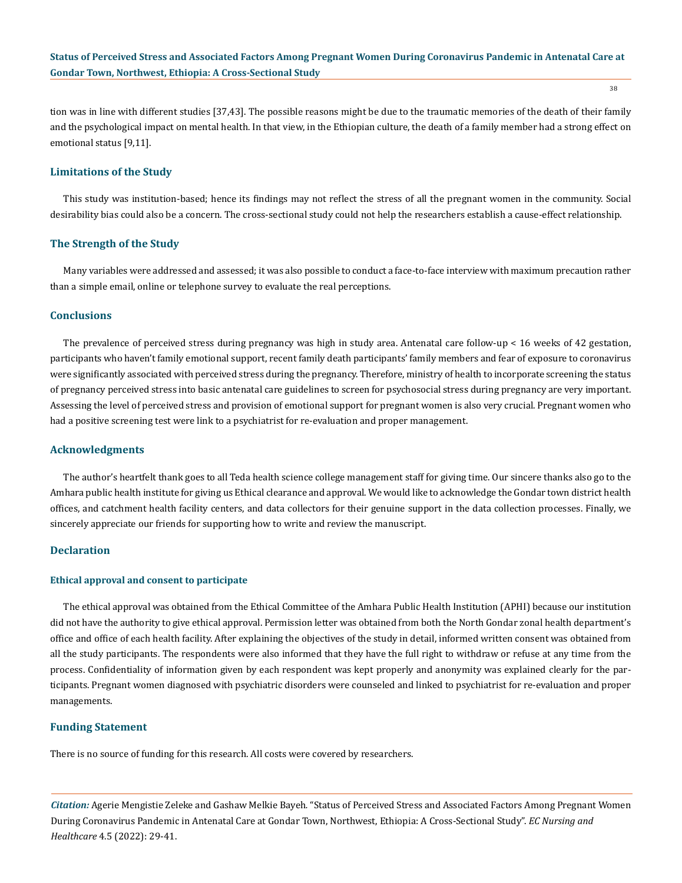tion was in line with different studies [37,43]. The possible reasons might be due to the traumatic memories of the death of their family and the psychological impact on mental health. In that view, in the Ethiopian culture, the death of a family member had a strong effect on emotional status [9,11].

## Limitations of the Study

This study was institution-based; hence its findings may not reflect the stress of all the pregnant women in the community. Social desirability bias could also be a concern. The cross-sectional study could not help the researchers establish a cause-effect relationship.

## The Strength of the Study

Many variables were addressed and assessed; it was also possible to conduct a face-to-face interview with maximum precaution rather than a simple email, online or telephone survey to evaluate the real perceptions.

## Conclusions

The prevalence of perceived stress during pregnancy was high in study area. Antenatal care follow-up < 16 weeks of 42 gestation, participants who haven't family emotional support, recent family death participants' family members and fear of exposure to coronavirus were significantly associated with perceived stress during the pregnancy. Therefore, ministry of health to incorporate screening the status of pregnancy perceived stress into basic antenatal care guidelines to screen for psychosocial stress during pregnancy are very important. Assessing the level of perceived stress and provision of emotional support for pregnant women is also very crucial. Pregnant women who had a positive screening test were link to a psychiatrist for re-evaluation and proper management.

## Acknowledgments

The author's heartfelt thank goes to all Teda health science college management staff for giving time. Our sincere thanks also go to the Amhara public health institute for giving us Ethical clearance and approval. We would like to acknowledge the Gondar town district health offices, and catchment health facility centers, and data collectors for their genuine support in the data collection processes. Finally, we sincerely appreciate our friends for supporting how to write and review the manuscript.

## Declaration

### Ethical approval and consent to participate

The ethical approval was obtained from the Ethical Committee of the Amhara Public Health Institution (APHI) because our institution did not have the authority to give ethical approval. Permission letter was obtained from both the North Gondar zonal health department's office and office of each health facility. After explaining the objectives of the study in detail, informed written consent was obtained from all the study participants. The respondents were also informed that they have the full right to withdraw or refuse at any time from the process. Confidentiality of information given by each respondent was kept properly and anonymity was explained clearly for the participants. Pregnant women diagnosed with psychiatric disorders were counseled and linked to psychiatrist for re-evaluation and proper managements.

## Funding Statement

There is no source of funding for this research. All costs were covered by researchers.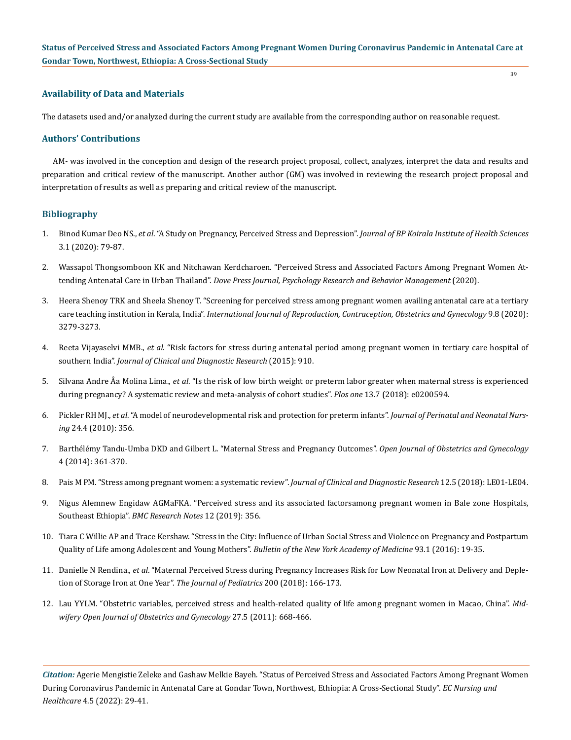## Availability of Data and Materials

The datasets used and/or analyzed during the current study are available from the corresponding author on reasonable request.

## Authors' Contributions

AM- was involved in the conception and design of the research project proposal, collect, analyzes, interpret the data and results and preparation and critical review of the manuscript. Another author (GM) was involved in reviewing the research project proposal and interpretation of results as well as preparing and critical review of the manuscript.

## Bibliography

1. Binod Kumar Deo NS., *et al*. "A Study on Pregnancy, Perceived Stress and Depression". *Journal of BP Koirala Institute of Health Sciences* 3.1 (2020): 79-87.
2. Wassapol Thongsomboon KK and Nitchawan Kerdcharoen. "Perceived Stress and Associated Factors Among Pregnant Women Attending Antenatal Care in Urban Thailand". *Dove Press Journal, Psychology Research and Behavior Management* (2020).
3. Heera Shenoy TRK and Sheela Shenoy T. "Screening for perceived stress among pregnant women availing antenatal care at a tertiary care teaching institution in Kerala, India". *International Journal of Reproduction, Contraception, Obstetrics and Gynecology* 9.8 (2020): 3279-3273.
4. Reeta Vijayaselvi MMB., *et al*. "Risk factors for stress during antenatal period among pregnant women in tertiary care hospital of southern India". *Journal of Clinical and Diagnostic Research* (2015): 910.
5. Silvana Andre Âa Molina Lima., *et al*. "Is the risk of low birth weight or preterm labor greater when maternal stress is experienced during pregnancy? A systematic review and meta-analysis of cohort studies". *Plos one* 13.7 (2018): e0200594.
6. Pickler RH MJ., *et al*. "A model of neurodevelopmental risk and protection for preterm infants". *Journal of Perinatal and Neonatal Nursing* 24.4 (2010): 356.
7. Barthélémy Tandu-Umba DKD and Gilbert L. "Maternal Stress and Pregnancy Outcomes". *Open Journal of Obstetrics and Gynecology* 4 (2014): 361-370.
8. Pais M PM. "Stress among pregnant women: a systematic review". *Journal of Clinical and Diagnostic Research* 12.5 (2018): LE01-LE04.
9. Nigus Alemnew Engidaw AGMaFKA. "Perceived stress and its associated factorsamong pregnant women in Bale zone Hospitals, Southeast Ethiopia". *BMC Research Notes* 12 (2019): 356.
10. Tiara C Willie AP and Trace Kershaw. "Stress in the City: Influence of Urban Social Stress and Violence on Pregnancy and Postpartum Quality of Life among Adolescent and Young Mothers". *Bulletin of the New York Academy of Medicine* 93.1 (2016): 19-35.
11. Danielle N Rendina., *et al*. "Maternal Perceived Stress during Pregnancy Increases Risk for Low Neonatal Iron at Delivery and Depletion of Storage Iron at One Year". *The Journal of Pediatrics* 200 (2018): 166-173.
12. Lau YYLM. "Obstetric variables, perceived stress and health-related quality of life among pregnant women in Macao, China". *Midwifery Open Journal of Obstetrics and Gynecology* 27.5 (2011): 668-466.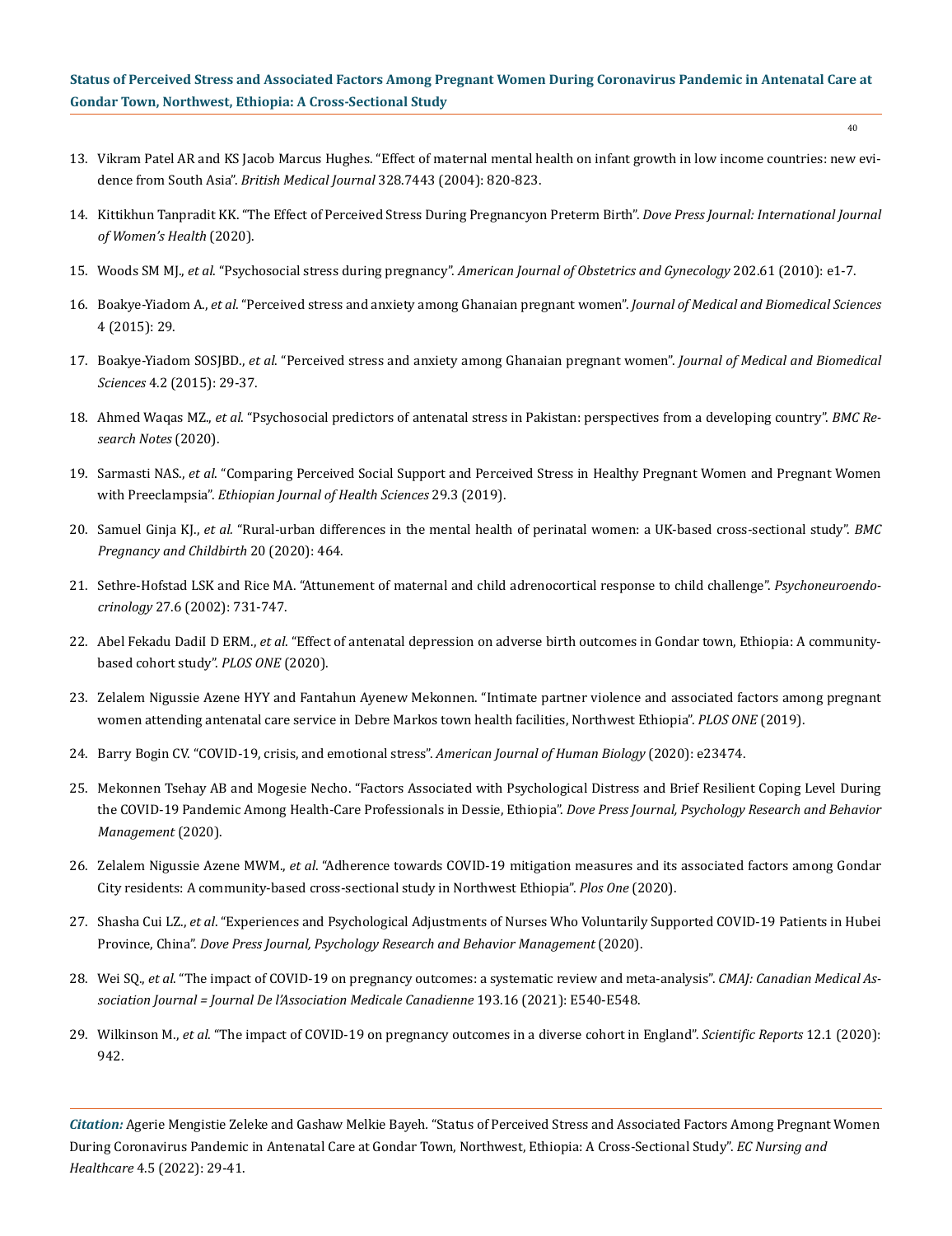13. Vikram Patel AR and KS Jacob Marcus Hughes. "Effect of maternal mental health on infant growth in low income countries: new evidence from South Asia". *British Medical Journal* 328.7443 (2004): 820-823.

14. Kittikhun Tanpradit KK. "The Effect of Perceived Stress During Pregnancyon Preterm Birth". *Dove Press Journal: International Journal of Women's Health* (2020).

15. Woods SM MJ., *et al*. "Psychosocial stress during pregnancy". *American Journal of Obstetrics and Gynecology* 202.61 (2010): e1-7.

16. Boakye-Yiadom A., *et al*. "Perceived stress and anxiety among Ghanaian pregnant women". *Journal of Medical and Biomedical Sciences* 4 (2015): 29.

17. Boakye-Yiadom SOSJBD., *et al*. "Perceived stress and anxiety among Ghanaian pregnant women". *Journal of Medical and Biomedical Sciences* 4.2 (2015): 29-37.

18. Ahmed Waqas MZ., *et al*. "Psychosocial predictors of antenatal stress in Pakistan: perspectives from a developing country". *BMC Research Notes* (2020).

19. Sarmasti NAS., *et al*. "Comparing Perceived Social Support and Perceived Stress in Healthy Pregnant Women and Pregnant Women with Preeclampsia". *Ethiopian Journal of Health Sciences* 29.3 (2019).

20. Samuel Ginja KJ., *et al*. "Rural-urban differences in the mental health of perinatal women: a UK-based cross-sectional study". *BMC Pregnancy and Childbirth* 20 (2020): 464.

21. Sethre-Hofstad LSK and Rice MA. "Attunement of maternal and child adrenocortical response to child challenge". *Psychoneuroendocrinology* 27.6 (2002): 731-747.

22. Abel Fekadu DadiI D ERM., *et al*. "Effect of antenatal depression on adverse birth outcomes in Gondar town, Ethiopia: A community-based cohort study". *PLOS ONE* (2020).

23. Zelalem Nigussie Azene HYY and Fantahun Ayenew Mekonnen. "Intimate partner violence and associated factors among pregnant women attending antenatal care service in Debre Markos town health facilities, Northwest Ethiopia". *PLOS ONE* (2019).

24. Barry Bogin CV. "COVID-19, crisis, and emotional stress". *American Journal of Human Biology* (2020): e23474.

25. Mekonnen Tsehay AB and Mogesie Necho. "Factors Associated with Psychological Distress and Brief Resilient Coping Level During the COVID-19 Pandemic Among Health-Care Professionals in Dessie, Ethiopia". *Dove Press Journal, Psychology Research and Behavior Management* (2020).

26. Zelalem Nigussie Azene MWM., *et al*. "Adherence towards COVID-19 mitigation measures and its associated factors among Gondar City residents: A community-based cross-sectional study in Northwest Ethiopia". *Plos One* (2020).

27. Shasha Cui LZ., *et al*. "Experiences and Psychological Adjustments of Nurses Who Voluntarily Supported COVID-19 Patients in Hubei Province, China". *Dove Press Journal, Psychology Research and Behavior Management* (2020).

28. Wei SQ., *et al*. "The impact of COVID-19 on pregnancy outcomes: a systematic review and meta-analysis". *CMAJ: Canadian Medical Association Journal = Journal De l'Association Medicale Canadienne* 193.16 (2021): E540-E548.

29. Wilkinson M., *et al*. "The impact of COVID-19 on pregnancy outcomes in a diverse cohort in England". *Scientific Reports* 12.1 (2020): 942.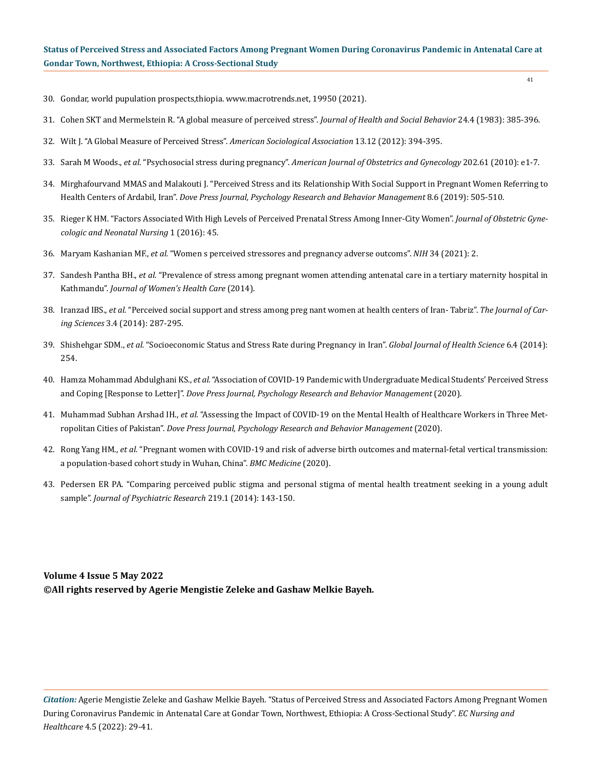30. Gondar, world pupulation prospects,thiopia. www.macrotrends.net, 19950 (2021).
31. Cohen SKT and Mermelstein R. "A global measure of perceived stress". *Journal of Health and Social Behavior* 24.4 (1983): 385-396.
32. Wilt J. "A Global Measure of Perceived Stress". *American Sociological Association* 13.12 (2012): 394-395.
33. Sarah M Woods., *et al*. "Psychosocial stress during pregnancy". *American Journal of Obstetrics and Gynecology* 202.61 (2010): e1-7.
34. Mirghafourvand MMAS and Malakouti J. "Perceived Stress and its Relationship With Social Support in Pregnant Women Referring to Health Centers of Ardabil, Iran". *Dove Press Journal, Psychology Research and Behavior Management* 8.6 (2019): 505-510.
35. Rieger K HM. "Factors Associated With High Levels of Perceived Prenatal Stress Among Inner-City Women". *Journal of Obstetric Gynecologic and Neonatal Nursing* 1 (2016): 45.
36. Maryam Kashanian MF., *et al.* "Women s perceived stressores and pregnancy adverse outcoms". *NIH* 34 (2021): 2.
37. Sandesh Pantha BH., *et al.* "Prevalence of stress among pregnant women attending antenatal care in a tertiary maternity hospital in Kathmandu". *Journal of Women's Health Care* (2014).
38. Iranzad IBS., *et al.* "Perceived social support and stress among preg nant women at health centers of Iran- Tabriz". *The Journal of Caring Sciences* 3.4 (2014): 287-295.
39. Shishehgar SDM., *et al.* "Socioeconomic Status and Stress Rate during Pregnancy in Iran". *Global Journal of Health Science* 6.4 (2014): 254.
40. Hamza Mohammad Abdulghani KS., *et al.* "Association of COVID-19 Pandemic with Undergraduate Medical Students' Perceived Stress and Coping [Response to Letter]". *Dove Press Journal, Psychology Research and Behavior Management* (2020).
41. Muhammad Subhan Arshad IH., *et al.* "Assessing the Impact of COVID-19 on the Mental Health of Healthcare Workers in Three Metropolitan Cities of Pakistan". *Dove Press Journal, Psychology Research and Behavior Management* (2020).
42. Rong Yang HM., *et al.* "Pregnant women with COVID-19 and risk of adverse birth outcomes and maternal-fetal vertical transmission: a population-based cohort study in Wuhan, China". *BMC Medicine* (2020).
43. Pedersen ER PA. "Comparing perceived public stigma and personal stigma of mental health treatment seeking in a young adult sample". *Journal of Psychiatric Research* 219.1 (2014): 143-150.

**Volume 4 Issue 5 May 2022**
**©All rights reserved by Agerie Mengistie Zeleke and Gashaw Melkie Bayeh.**